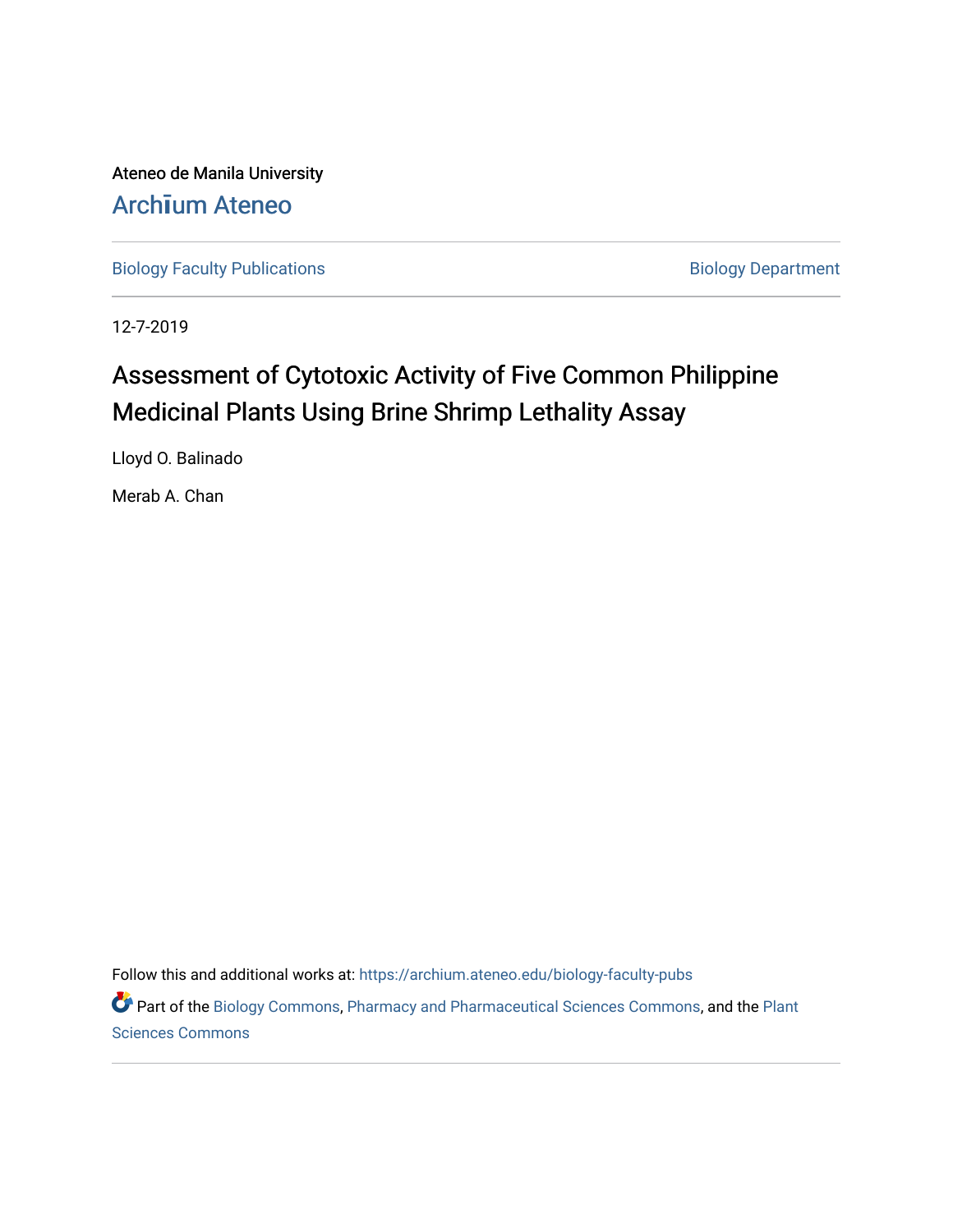Ateneo de Manila University

Archīum Ateneo

Biology Faculty Publications

Biology Department

12-7-2019

# Assessment of Cytotoxic Activity of Five Common Philippine Medicinal Plants Using Brine Shrimp Lethality Assay

Lloyd O. Balinado

Merab A. Chan

Follow this and additional works at: https://archium.ateneo.edu/biology-faculty-pubs

Part of the Biology Commons, Pharmacy and Pharmaceutical Sciences Commons, and the Plant Sciences Commons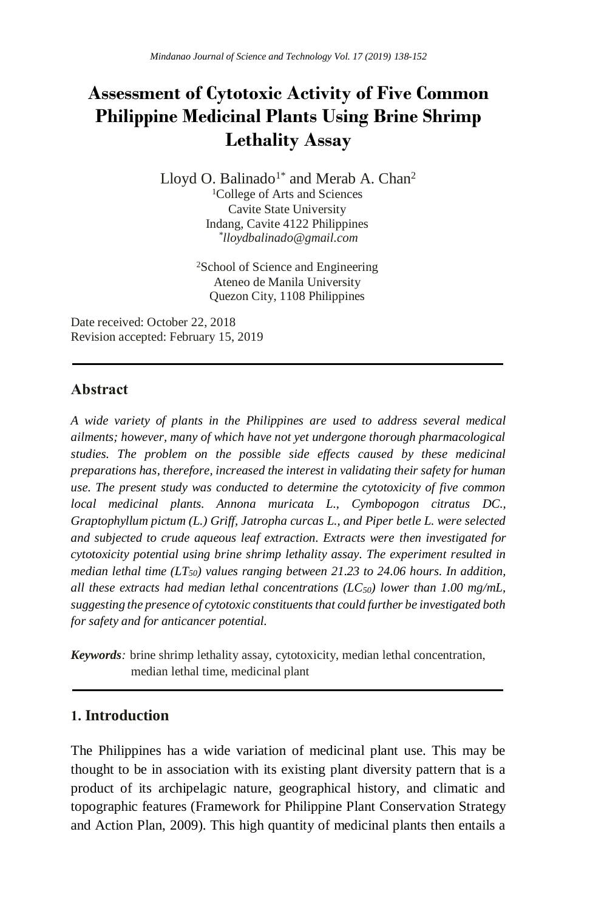# Assessment of Cytotoxic Activity of Five Common Philippine Medicinal Plants Using Brine Shrimp Lethality Assay

Lloyd O. Balinado[1*] and Merab A. Chan[2]

[1]College of Arts and Sciences
Cavite State University
Indang, Cavite 4122 Philippines
[*]*lloydbalinado@gmail.com*

[2]School of Science and Engineering
Ateneo de Manila University
Quezon City, 1108 Philippines

Date received: October 22, 2018
Revision accepted: February 15, 2019

---

## Abstract

*A wide variety of plants in the Philippines are used to address several medical ailments; however, many of which have not yet undergone thorough pharmacological studies. The problem on the possible side effects caused by these medicinal preparations has, therefore, increased the interest in validating their safety for human use. The present study was conducted to determine the cytotoxicity of five common local medicinal plants. Annona muricata L., Cymbopogon citratus DC., Graptophyllum pictum (L.) Griff, Jatropha curcas L., and Piper betle L. were selected and subjected to crude aqueous leaf extraction. Extracts were then investigated for cytotoxicity potential using brine shrimp lethality assay. The experiment resulted in median lethal time ($LT_{50}$) values ranging between 21.23 to 24.06 hours. In addition, all these extracts had median lethal concentrations ($LC_{50}$) lower than 1.00 mg/mL, suggesting the presence of cytotoxic constituents that could further be investigated both for safety and for anticancer potential.*

***Keywords**:* brine shrimp lethality assay, cytotoxicity, median lethal concentration, median lethal time, medicinal plant

---

## 1. Introduction

The Philippines has a wide variation of medicinal plant use. This may be thought to be in association with its existing plant diversity pattern that is a product of its archipelagic nature, geographical history, and climatic and topographic features (Framework for Philippine Plant Conservation Strategy and Action Plan, 2009). This high quantity of medicinal plants then entails a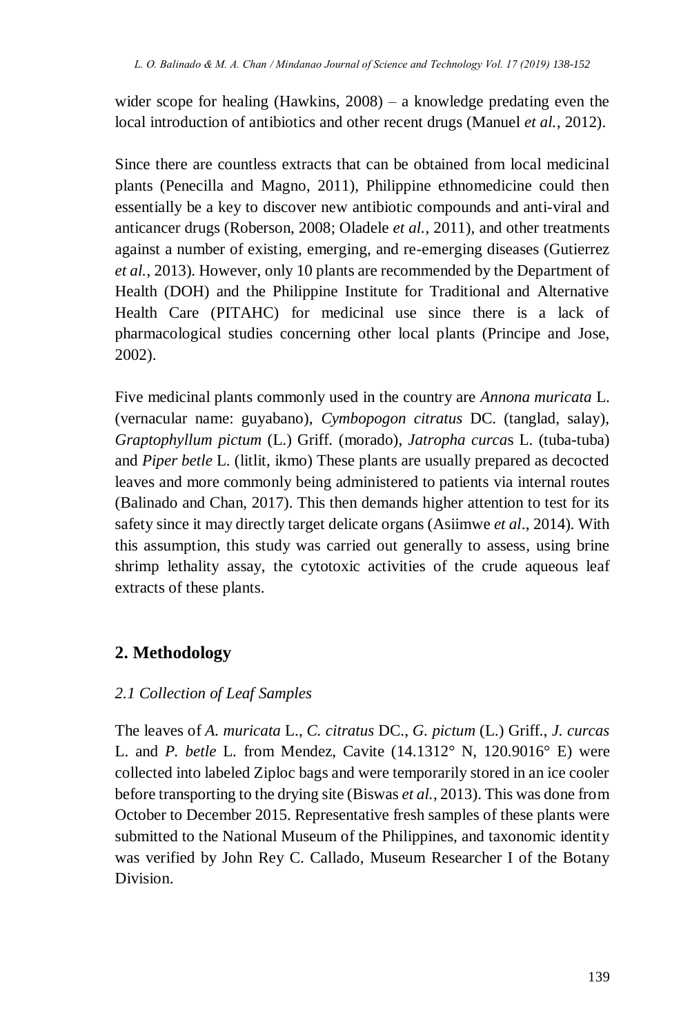wider scope for healing (Hawkins, 2008) – a knowledge predating even the local introduction of antibiotics and other recent drugs (Manuel *et al.*, 2012).

Since there are countless extracts that can be obtained from local medicinal plants (Penecilla and Magno, 2011), Philippine ethnomedicine could then essentially be a key to discover new antibiotic compounds and anti-viral and anticancer drugs (Roberson, 2008; Oladele *et al.*, 2011), and other treatments against a number of existing, emerging, and re-emerging diseases (Gutierrez *et al.*, 2013). However, only 10 plants are recommended by the Department of Health (DOH) and the Philippine Institute for Traditional and Alternative Health Care (PITAHC) for medicinal use since there is a lack of pharmacological studies concerning other local plants (Principe and Jose, 2002).

Five medicinal plants commonly used in the country are *Annona muricata* L. (vernacular name: guyabano), *Cymbopogon citratus* DC. (tanglad, salay), *Graptophyllum pictum* (L.) Griff. (morado), *Jatropha curca*s L. (tuba-tuba) and *Piper betle* L. (litlit, ikmo) These plants are usually prepared as decocted leaves and more commonly being administered to patients via internal routes (Balinado and Chan, 2017). This then demands higher attention to test for its safety since it may directly target delicate organs (Asiimwe *et al*., 2014). With this assumption, this study was carried out generally to assess, using brine shrimp lethality assay, the cytotoxic activities of the crude aqueous leaf extracts of these plants.

## 2. Methodology

### *2.1 Collection of Leaf Samples*

The leaves of *A. muricata* L., *C. citratus* DC., *G. pictum* (L.) Griff., *J. curcas* L. and *P. betle* L. from Mendez, Cavite (14.1312° N, 120.9016° E) were collected into labeled Ziploc bags and were temporarily stored in an ice cooler before transporting to the drying site (Biswas *et al.*, 2013). This was done from October to December 2015. Representative fresh samples of these plants were submitted to the National Museum of the Philippines, and taxonomic identity was verified by John Rey C. Callado, Museum Researcher I of the Botany Division.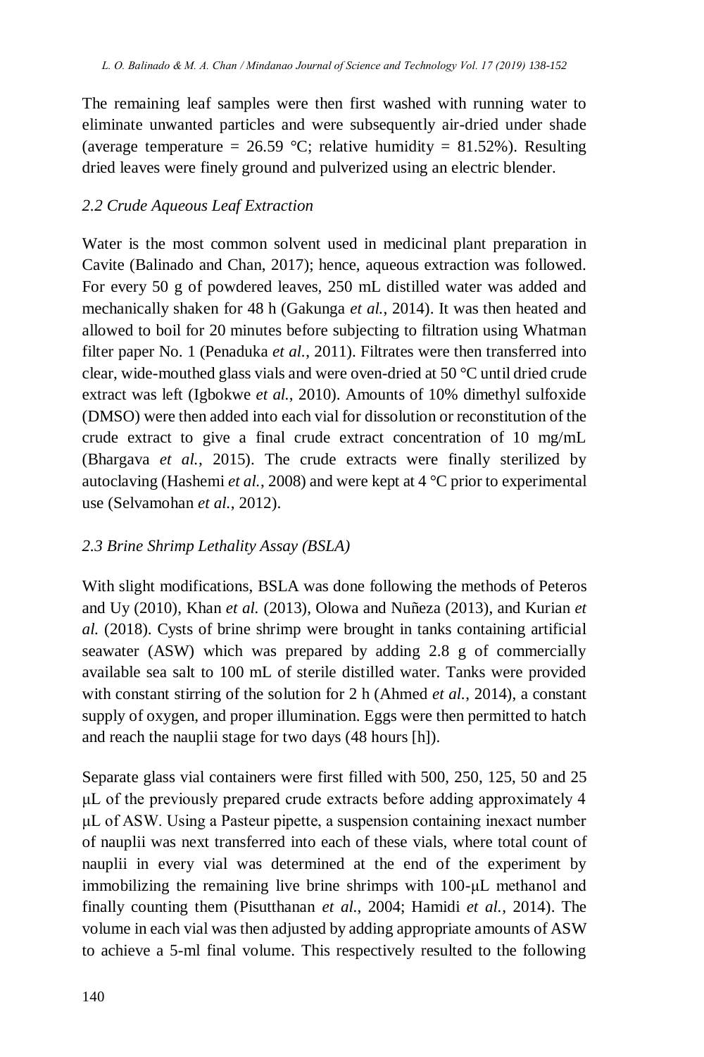The remaining leaf samples were then first washed with running water to eliminate unwanted particles and were subsequently air-dried under shade (average temperature = 26.59 °C; relative humidity = 81.52%). Resulting dried leaves were finely ground and pulverized using an electric blender.

### *2.2 Crude Aqueous Leaf Extraction*

Water is the most common solvent used in medicinal plant preparation in Cavite (Balinado and Chan, 2017); hence, aqueous extraction was followed. For every 50 g of powdered leaves, 250 mL distilled water was added and mechanically shaken for 48 h (Gakunga *et al.*, 2014). It was then heated and allowed to boil for 20 minutes before subjecting to filtration using Whatman filter paper No. 1 (Penaduka *et al.*, 2011). Filtrates were then transferred into clear, wide-mouthed glass vials and were oven-dried at 50 °C until dried crude extract was left (Igbokwe *et al.*, 2010). Amounts of 10% dimethyl sulfoxide (DMSO) were then added into each vial for dissolution or reconstitution of the crude extract to give a final crude extract concentration of 10 mg/mL (Bhargava *et al.*, 2015). The crude extracts were finally sterilized by autoclaving (Hashemi *et al.*, 2008) and were kept at 4 °C prior to experimental use (Selvamohan *et al.*, 2012).

### *2.3 Brine Shrimp Lethality Assay (BSLA)*

With slight modifications, BSLA was done following the methods of Peteros and Uy (2010), Khan *et al.* (2013), Olowa and Nuñeza (2013), and Kurian *et al.* (2018). Cysts of brine shrimp were brought in tanks containing artificial seawater (ASW) which was prepared by adding 2.8 g of commercially available sea salt to 100 mL of sterile distilled water. Tanks were provided with constant stirring of the solution for 2 h (Ahmed *et al.*, 2014), a constant supply of oxygen, and proper illumination. Eggs were then permitted to hatch and reach the nauplii stage for two days (48 hours [h]).

Separate glass vial containers were first filled with 500, 250, 125, 50 and 25 μL of the previously prepared crude extracts before adding approximately 4 μL of ASW. Using a Pasteur pipette, a suspension containing inexact number of nauplii was next transferred into each of these vials, where total count of nauplii in every vial was determined at the end of the experiment by immobilizing the remaining live brine shrimps with 100-μL methanol and finally counting them (Pisutthanan *et al.*, 2004; Hamidi *et al.*, 2014). The volume in each vial was then adjusted by adding appropriate amounts of ASW to achieve a 5-ml final volume. This respectively resulted to the following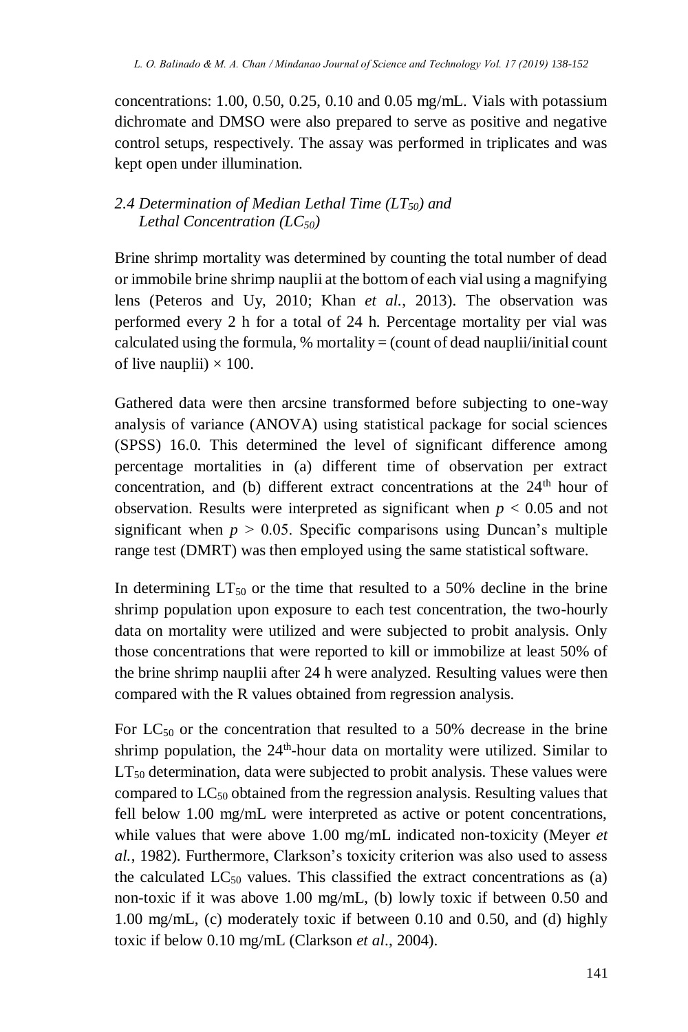concentrations: 1.00, 0.50, 0.25, 0.10 and 0.05 mg/mL. Vials with potassium dichromate and DMSO were also prepared to serve as positive and negative control setups, respectively. The assay was performed in triplicates and was kept open under illumination.

### *2.4 Determination of Median Lethal Time ($LT_{50}$) and Lethal Concentration ($LC_{50}$)*

Brine shrimp mortality was determined by counting the total number of dead or immobile brine shrimp nauplii at the bottom of each vial using a magnifying lens (Peteros and Uy, 2010; Khan *et al.*, 2013). The observation was performed every 2 h for a total of 24 h. Percentage mortality per vial was calculated using the formula, % mortality = (count of dead nauplii/initial count of live nauplii) × 100.

Gathered data were then arcsine transformed before subjecting to one-way analysis of variance (ANOVA) using statistical package for social sciences (SPSS) 16.0. This determined the level of significant difference among percentage mortalities in (a) different time of observation per extract concentration, and (b) different extract concentrations at the $24^{th}$ hour of observation. Results were interpreted as significant when $p < 0.05$ and not significant when $p > 0.05$. Specific comparisons using Duncan's multiple range test (DMRT) was then employed using the same statistical software.

In determining $LT_{50}$ or the time that resulted to a 50% decline in the brine shrimp population upon exposure to each test concentration, the two-hourly data on mortality were utilized and were subjected to probit analysis. Only those concentrations that were reported to kill or immobilize at least 50% of the brine shrimp nauplii after 24 h were analyzed. Resulting values were then compared with the R values obtained from regression analysis.

For $LC_{50}$ or the concentration that resulted to a 50% decrease in the brine shrimp population, the $24^{th}$-hour data on mortality were utilized. Similar to $LT_{50}$ determination, data were subjected to probit analysis. These values were compared to $LC_{50}$ obtained from the regression analysis. Resulting values that fell below 1.00 mg/mL were interpreted as active or potent concentrations, while values that were above 1.00 mg/mL indicated non-toxicity (Meyer *et al.*, 1982). Furthermore, Clarkson's toxicity criterion was also used to assess the calculated $LC_{50}$ values. This classified the extract concentrations as (a) non-toxic if it was above 1.00 mg/mL, (b) lowly toxic if between 0.50 and 1.00 mg/mL, (c) moderately toxic if between 0.10 and 0.50, and (d) highly toxic if below 0.10 mg/mL (Clarkson *et al*., 2004).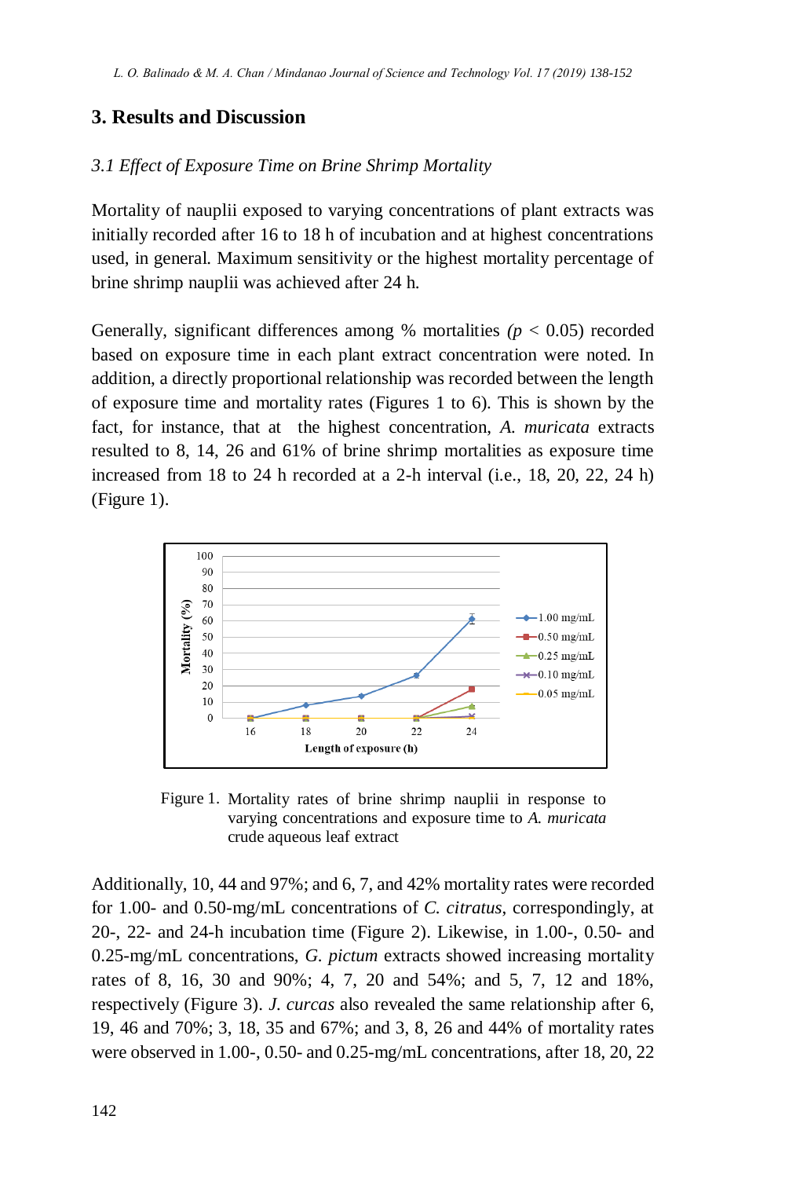## 3. Results and Discussion

### *3.1 Effect of Exposure Time on Brine Shrimp Mortality*

Mortality of nauplii exposed to varying concentrations of plant extracts was initially recorded after 16 to 18 h of incubation and at highest concentrations used, in general. Maximum sensitivity or the highest mortality percentage of brine shrimp nauplii was achieved after 24 h.

Generally, significant differences among % mortalities ($p < 0.05$) recorded based on exposure time in each plant extract concentration were noted. In addition, a directly proportional relationship was recorded between the length of exposure time and mortality rates (Figures 1 to 6). This is shown by the fact, for instance, that at the highest concentration, *A. muricata* extracts resulted to 8, 14, 26 and 61% of brine shrimp mortalities as exposure time increased from 18 to 24 h recorded at a 2-h interval (i.e., 18, 20, 22, 24 h) (Figure 1).

Figure 1. Mortality rates of brine shrimp nauplii in response to varying concentrations and exposure time to *A. muricata* crude aqueous leaf extract

Additionally, 10, 44 and 97%; and 6, 7, and 42% mortality rates were recorded for 1.00- and 0.50-mg/mL concentrations of *C. citratus*, correspondingly, at 20-, 22- and 24-h incubation time (Figure 2). Likewise, in 1.00-, 0.50- and 0.25-mg/mL concentrations, *G. pictum* extracts showed increasing mortality rates of 8, 16, 30 and 90%; 4, 7, 20 and 54%; and 5, 7, 12 and 18%, respectively (Figure 3). *J. curcas* also revealed the same relationship after 6, 19, 46 and 70%; 3, 18, 35 and 67%; and 3, 8, 26 and 44% of mortality rates were observed in 1.00-, 0.50- and 0.25-mg/mL concentrations, after 18, 20, 22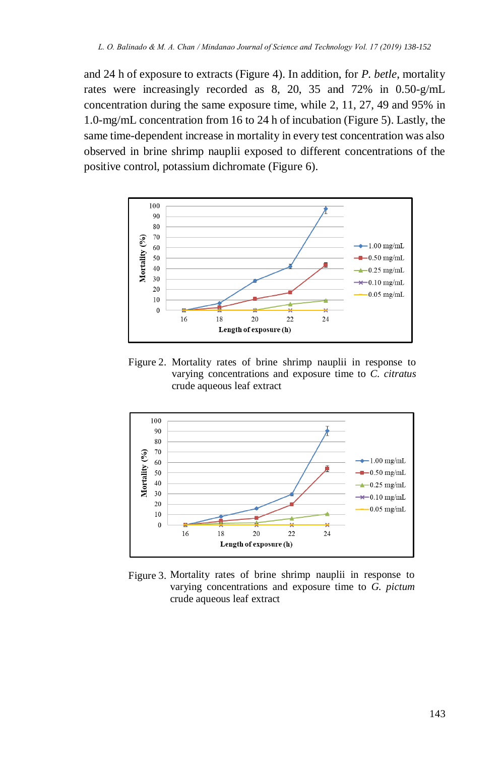and 24 h of exposure to extracts (Figure 4). In addition, for *P. betle*, mortality rates were increasingly recorded as 8, 20, 35 and 72% in 0.50-g/mL concentration during the same exposure time, while 2, 11, 27, 49 and 95% in 1.0-mg/mL concentration from 16 to 24 h of incubation (Figure 5). Lastly, the same time-dependent increase in mortality in every test concentration was also observed in brine shrimp nauplii exposed to different concentrations of the positive control, potassium dichromate (Figure 6).

Figure 2. Mortality rates of brine shrimp nauplii in response to varying concentrations and exposure time to *C. citratus* crude aqueous leaf extract

Figure 3. Mortality rates of brine shrimp nauplii in response to varying concentrations and exposure time to *G. pictum* crude aqueous leaf extract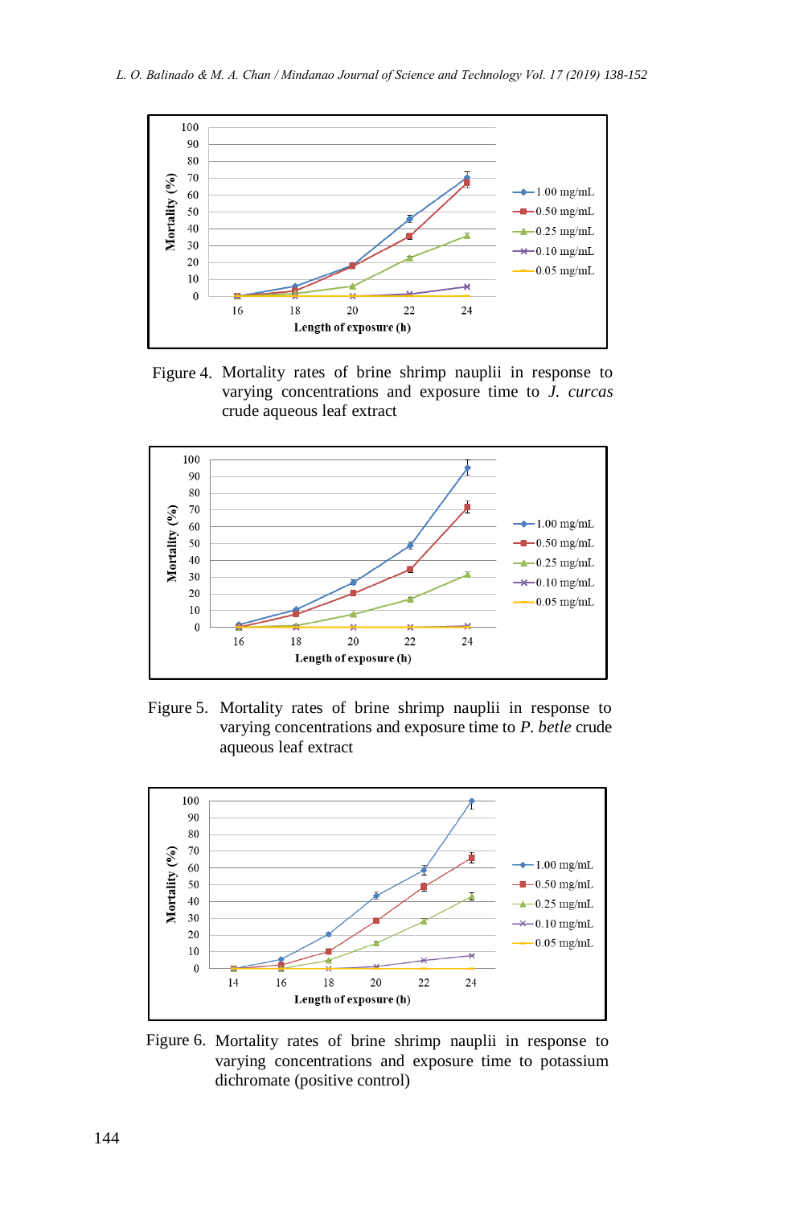Figure 4. Mortality rates of brine shrimp nauplii in response to varying concentrations and exposure time to *J. curcas* crude aqueous leaf extract

Figure 5. Mortality rates of brine shrimp nauplii in response to varying concentrations and exposure time to *P. betle* crude aqueous leaf extract

Figure 6. Mortality rates of brine shrimp nauplii in response to varying concentrations and exposure time to potassium dichromate (positive control)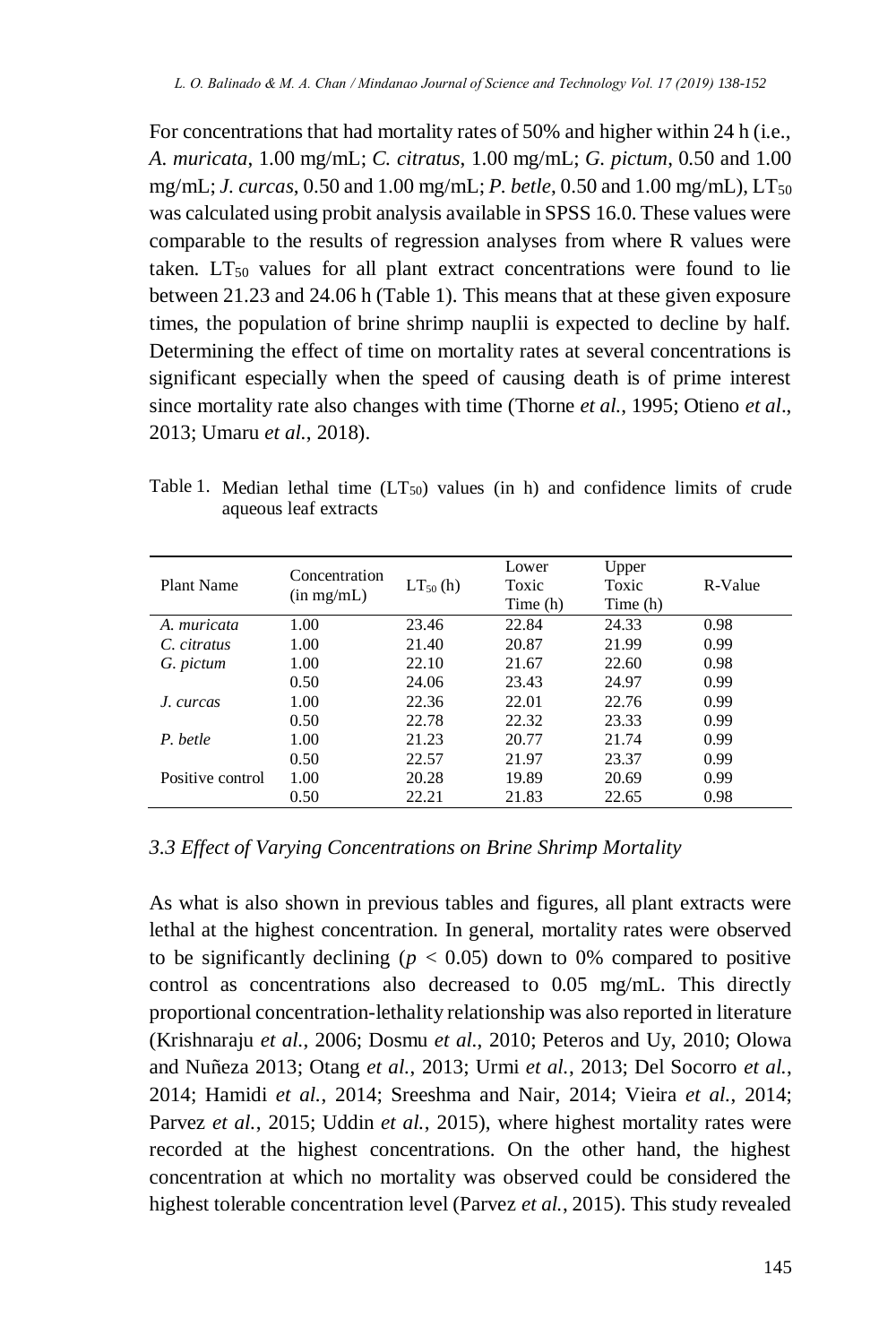For concentrations that had mortality rates of 50% and higher within 24 h (i.e., *A. muricata*, 1.00 mg/mL; *C. citratus*, 1.00 mg/mL; *G. pictum*, 0.50 and 1.00 mg/mL; *J. curcas*, 0.50 and 1.00 mg/mL; *P. betle*, 0.50 and 1.00 mg/mL), $LT_{50}$ was calculated using probit analysis available in SPSS 16.0. These values were comparable to the results of regression analyses from where R values were taken. $LT_{50}$ values for all plant extract concentrations were found to lie between 21.23 and 24.06 h (Table 1). This means that at these given exposure times, the population of brine shrimp nauplii is expected to decline by half. Determining the effect of time on mortality rates at several concentrations is significant especially when the speed of causing death is of prime interest since mortality rate also changes with time (Thorne *et al.*, 1995; Otieno *et al*., 2013; Umaru *et al.*, 2018).

Table 1. Median lethal time ($LT_{50}$) values (in h) and confidence limits of crude aqueous leaf extracts

| Plant Name | Concentration (in mg/mL) | $LT_{50}$ (h) | Lower Toxic Time (h) | Upper Toxic Time (h) | R-Value |
|---|---|---|---|---|---|
| *A. muricata* | 1.00 | 23.46 | 22.84 | 24.33 | 0.98 |
| *C. citratus* | 1.00 | 21.40 | 20.87 | 21.99 | 0.99 |
| *G. pictum* | 1.00 | 22.10 | 21.67 | 22.60 | 0.98 |
| | 0.50 | 24.06 | 23.43 | 24.97 | 0.99 |
| *J. curcas* | 1.00 | 22.36 | 22.01 | 22.76 | 0.99 |
| | 0.50 | 22.78 | 22.32 | 23.33 | 0.99 |
| *P. betle* | 1.00 | 21.23 | 20.77 | 21.74 | 0.99 |
| | 0.50 | 22.57 | 21.97 | 23.37 | 0.99 |
| Positive control | 1.00 | 20.28 | 19.89 | 20.69 | 0.99 |
| | 0.50 | 22.21 | 21.83 | 22.65 | 0.98 |

### *3.3 Effect of Varying Concentrations on Brine Shrimp Mortality*

As what is also shown in previous tables and figures, all plant extracts were lethal at the highest concentration. In general, mortality rates were observed to be significantly declining ($p < 0.05$) down to 0% compared to positive control as concentrations also decreased to 0.05 mg/mL. This directly proportional concentration-lethality relationship was also reported in literature (Krishnaraju *et al.*, 2006; Dosmu *et al.*, 2010; Peteros and Uy, 2010; Olowa and Nuñeza 2013; Otang *et al.*, 2013; Urmi *et al.*, 2013; Del Socorro *et al.*, 2014; Hamidi *et al.*, 2014; Sreeshma and Nair, 2014; Vieira *et al.*, 2014; Parvez *et al.*, 2015; Uddin *et al.*, 2015), where highest mortality rates were recorded at the highest concentrations. On the other hand, the highest concentration at which no mortality was observed could be considered the highest tolerable concentration level (Parvez *et al.*, 2015). This study revealed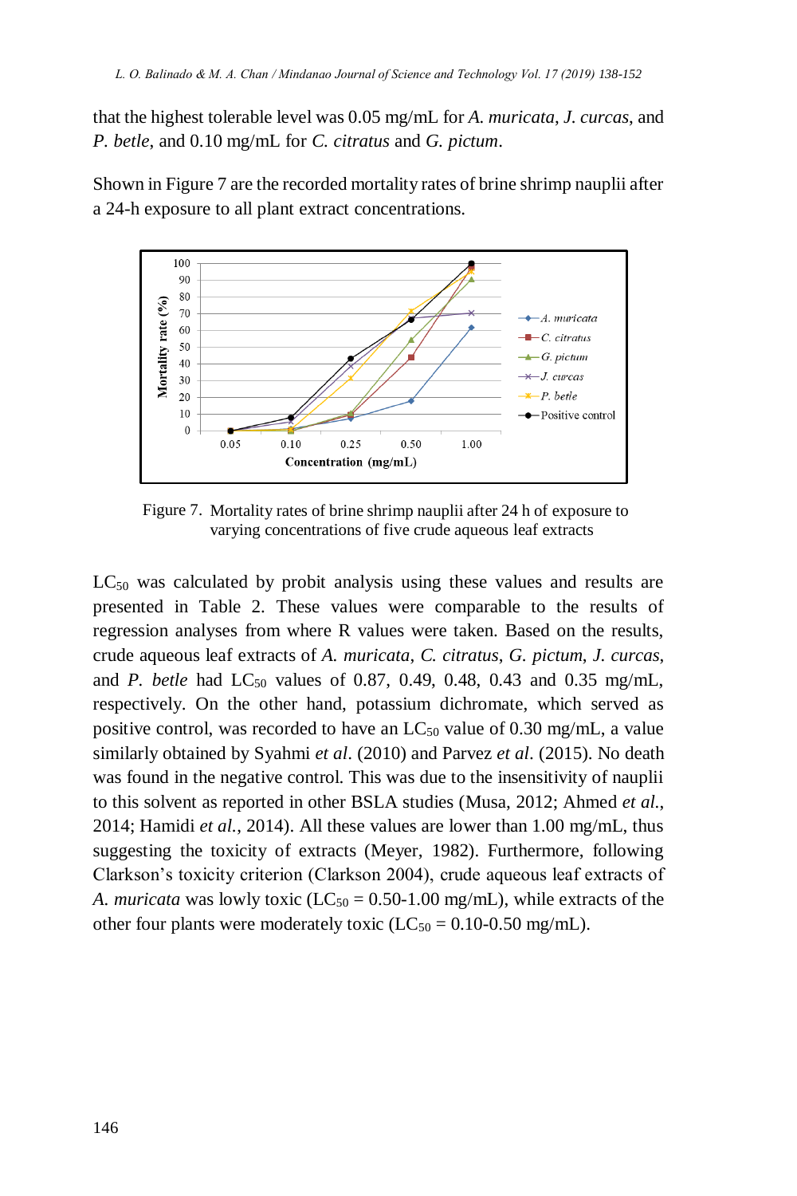that the highest tolerable level was 0.05 mg/mL for *A. muricata*, *J. curcas*, and *P. betle*, and 0.10 mg/mL for *C. citratus* and *G. pictum*.

Shown in Figure 7 are the recorded mortality rates of brine shrimp nauplii after a 24-h exposure to all plant extract concentrations.

Figure 7. Mortality rates of brine shrimp nauplii after 24 h of exposure to varying concentrations of five crude aqueous leaf extracts

$LC_{50}$ was calculated by probit analysis using these values and results are presented in Table 2. These values were comparable to the results of regression analyses from where R values were taken. Based on the results, crude aqueous leaf extracts of *A. muricata*, *C. citratus*, *G. pictum*, *J. curcas*, and *P. betle* had $LC_{50}$ values of 0.87, 0.49, 0.48, 0.43 and 0.35 mg/mL, respectively. On the other hand, potassium dichromate, which served as positive control, was recorded to have an $LC_{50}$ value of 0.30 mg/mL, a value similarly obtained by Syahmi *et al*. (2010) and Parvez *et al*. (2015). No death was found in the negative control. This was due to the insensitivity of nauplii to this solvent as reported in other BSLA studies (Musa, 2012; Ahmed *et al.*, 2014; Hamidi *et al.*, 2014). All these values are lower than 1.00 mg/mL, thus suggesting the toxicity of extracts (Meyer, 1982). Furthermore, following Clarkson's toxicity criterion (Clarkson 2004), crude aqueous leaf extracts of *A. muricata* was lowly toxic ($LC_{50}$ = 0.50-1.00 mg/mL), while extracts of the other four plants were moderately toxic ($LC_{50}$ = 0.10-0.50 mg/mL).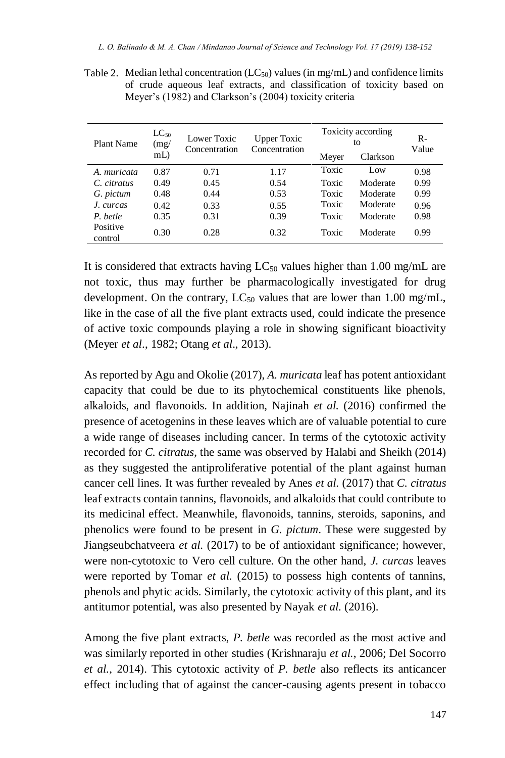Table 2. Median lethal concentration ($LC_{50}$) values (in mg/mL) and confidence limits of crude aqueous leaf extracts, and classification of toxicity based on Meyer's (1982) and Clarkson's (2004) toxicity criteria

| Plant Name | $LC_{50}$ (mg/mL) | Lower Toxic Concentration | Upper Toxic Concentration | Toxicity according to | | R-Value |
|---|---|---|---|---|---|---|
| | | | | Meyer | Clarkson | |
| *A. muricata* | 0.87 | 0.71 | 1.17 | Toxic | Low | 0.98 |
| *C. citratus* | 0.49 | 0.45 | 0.54 | Toxic | Moderate | 0.99 |
| *G. pictum* | 0.48 | 0.44 | 0.53 | Toxic | Moderate | 0.99 |
| *J. curcas* | 0.42 | 0.33 | 0.55 | Toxic | Moderate | 0.96 |
| *P. betle* | 0.35 | 0.31 | 0.39 | Toxic | Moderate | 0.98 |
| Positive control | 0.30 | 0.28 | 0.32 | Toxic | Moderate | 0.99 |

It is considered that extracts having $LC_{50}$ values higher than 1.00 mg/mL are not toxic, thus may further be pharmacologically investigated for drug development. On the contrary, $LC_{50}$ values that are lower than 1.00 mg/mL, like in the case of all the five plant extracts used, could indicate the presence of active toxic compounds playing a role in showing significant bioactivity (Meyer *et al*., 1982; Otang *et al*., 2013).

As reported by Agu and Okolie (2017), *A. muricata* leaf has potent antioxidant capacity that could be due to its phytochemical constituents like phenols, alkaloids, and flavonoids. In addition, Najinah *et al.* (2016) confirmed the presence of acetogenins in these leaves which are of valuable potential to cure a wide range of diseases including cancer. In terms of the cytotoxic activity recorded for *C. citratus*, the same was observed by Halabi and Sheikh (2014) as they suggested the antiproliferative potential of the plant against human cancer cell lines. It was further revealed by Anes *et al.* (2017) that *C. citratus* leaf extracts contain tannins, flavonoids, and alkaloids that could contribute to its medicinal effect. Meanwhile, flavonoids, tannins, steroids, saponins, and phenolics were found to be present in *G. pictum*. These were suggested by Jiangseubchatveera *et al.* (2017) to be of antioxidant significance; however, were non-cytotoxic to Vero cell culture. On the other hand, *J. curcas* leaves were reported by Tomar *et al.* (2015) to possess high contents of tannins, phenols and phytic acids. Similarly, the cytotoxic activity of this plant, and its antitumor potential, was also presented by Nayak *et al.* (2016).

Among the five plant extracts, *P. betle* was recorded as the most active and was similarly reported in other studies (Krishnaraju *et al.*, 2006; Del Socorro *et al.*, 2014). This cytotoxic activity of *P. betle* also reflects its anticancer effect including that of against the cancer-causing agents present in tobacco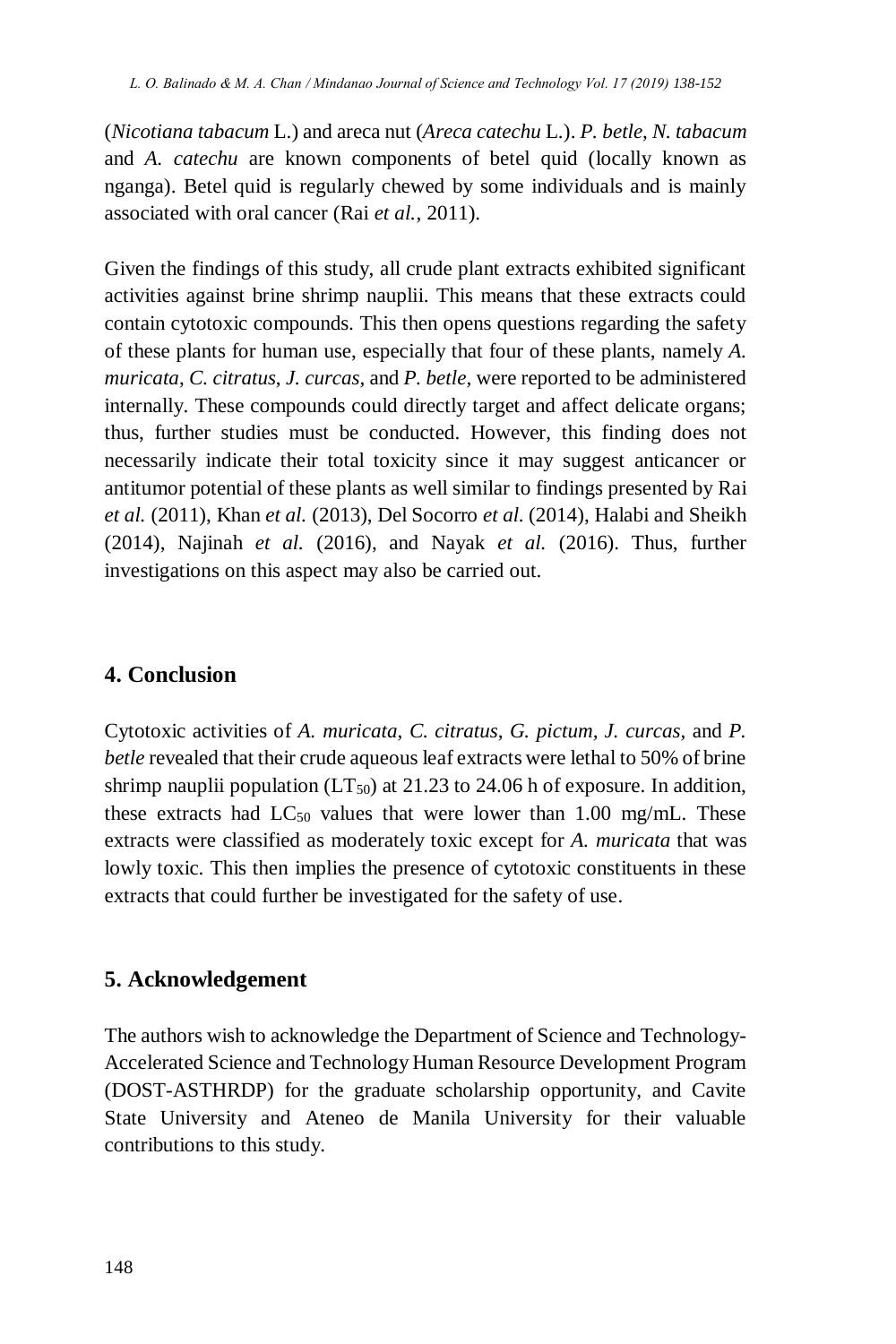(*Nicotiana tabacum* L.) and areca nut (*Areca catechu* L.). *P. betle*, *N. tabacum* and *A. catechu* are known components of betel quid (locally known as nganga). Betel quid is regularly chewed by some individuals and is mainly associated with oral cancer (Rai *et al.*, 2011).

Given the findings of this study, all crude plant extracts exhibited significant activities against brine shrimp nauplii. This means that these extracts could contain cytotoxic compounds. This then opens questions regarding the safety of these plants for human use, especially that four of these plants, namely *A. muricata*, *C. citratus*, *J. curcas*, and *P. betle*, were reported to be administered internally. These compounds could directly target and affect delicate organs; thus, further studies must be conducted. However, this finding does not necessarily indicate their total toxicity since it may suggest anticancer or antitumor potential of these plants as well similar to findings presented by Rai *et al.* (2011), Khan *et al.* (2013), Del Socorro *et al.* (2014), Halabi and Sheikh (2014), Najinah *et al.* (2016), and Nayak *et al.* (2016). Thus, further investigations on this aspect may also be carried out.

## 4. Conclusion

Cytotoxic activities of *A. muricata*, *C. citratus*, *G. pictum*, *J. curcas*, and *P. betle* revealed that their crude aqueous leaf extracts were lethal to 50% of brine shrimp nauplii population ($LT_{50}$) at 21.23 to 24.06 h of exposure. In addition, these extracts had $LC_{50}$ values that were lower than 1.00 mg/mL. These extracts were classified as moderately toxic except for *A. muricata* that was lowly toxic. This then implies the presence of cytotoxic constituents in these extracts that could further be investigated for the safety of use.

## 5. Acknowledgement

The authors wish to acknowledge the Department of Science and Technology-Accelerated Science and Technology Human Resource Development Program (DOST-ASTHRDP) for the graduate scholarship opportunity, and Cavite State University and Ateneo de Manila University for their valuable contributions to this study.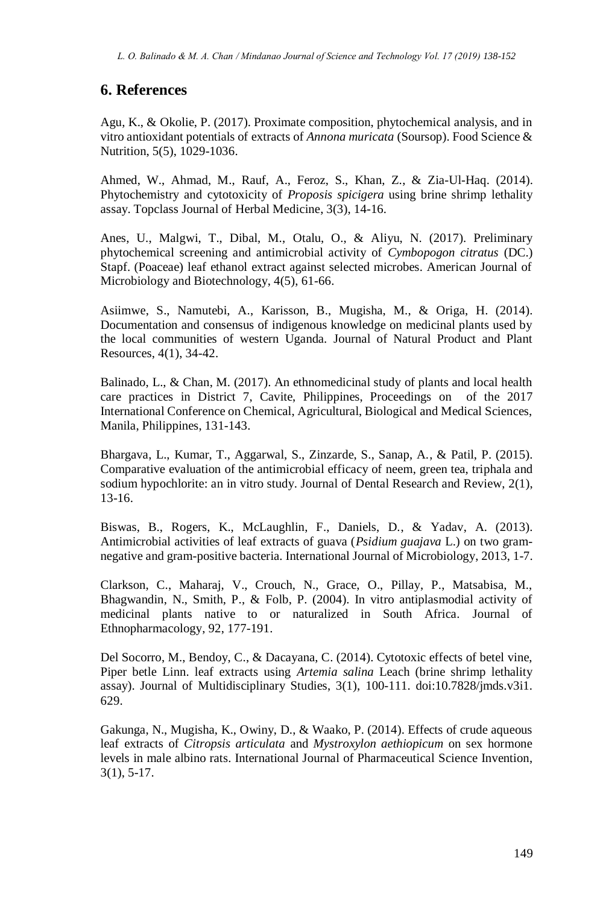## 6. References

Agu, K., & Okolie, P. (2017). Proximate composition, phytochemical analysis, and in vitro antioxidant potentials of extracts of *Annona muricata* (Soursop). Food Science & Nutrition, 5(5), 1029-1036.

Ahmed, W., Ahmad, M., Rauf, A., Feroz, S., Khan, Z., & Zia-Ul-Haq. (2014). Phytochemistry and cytotoxicity of *Proposis spicigera* using brine shrimp lethality assay. Topclass Journal of Herbal Medicine, 3(3), 14-16.

Anes, U., Malgwi, T., Dibal, M., Otalu, O., & Aliyu, N. (2017). Preliminary phytochemical screening and antimicrobial activity of *Cymbopogon citratus* (DC.) Stapf. (Poaceae) leaf ethanol extract against selected microbes. American Journal of Microbiology and Biotechnology, 4(5), 61-66.

Asiimwe, S., Namutebi, A., Karisson, B., Mugisha, M., & Origa, H. (2014). Documentation and consensus of indigenous knowledge on medicinal plants used by the local communities of western Uganda. Journal of Natural Product and Plant Resources, 4(1), 34-42.

Balinado, L., & Chan, M. (2017). An ethnomedicinal study of plants and local health care practices in District 7, Cavite, Philippines, Proceedings on of the 2017 International Conference on Chemical, Agricultural, Biological and Medical Sciences, Manila, Philippines, 131-143.

Bhargava, L., Kumar, T., Aggarwal, S., Zinzarde, S., Sanap, A., & Patil, P. (2015). Comparative evaluation of the antimicrobial efficacy of neem, green tea, triphala and sodium hypochlorite: an in vitro study. Journal of Dental Research and Review, 2(1), 13-16.

Biswas, B., Rogers, K., McLaughlin, F., Daniels, D., & Yadav, A. (2013). Antimicrobial activities of leaf extracts of guava (*Psidium guajava* L.) on two gram-negative and gram-positive bacteria. International Journal of Microbiology, 2013, 1-7.

Clarkson, C., Maharaj, V., Crouch, N., Grace, O., Pillay, P., Matsabisa, M., Bhagwandin, N., Smith, P., & Folb, P. (2004). In vitro antiplasmodial activity of medicinal plants native to or naturalized in South Africa. Journal of Ethnopharmacology, 92, 177-191.

Del Socorro, M., Bendoy, C., & Dacayana, C. (2014). Cytotoxic effects of betel vine, Piper betle Linn. leaf extracts using *Artemia salina* Leach (brine shrimp lethality assay). Journal of Multidisciplinary Studies, 3(1), 100-111. doi:10.7828/jmds.v3i1.629.

Gakunga, N., Mugisha, K., Owiny, D., & Waako, P. (2014). Effects of crude aqueous leaf extracts of *Citropsis articulata* and *Mystroxylon aethiopicum* on sex hormone levels in male albino rats. International Journal of Pharmaceutical Science Invention, 3(1), 5-17.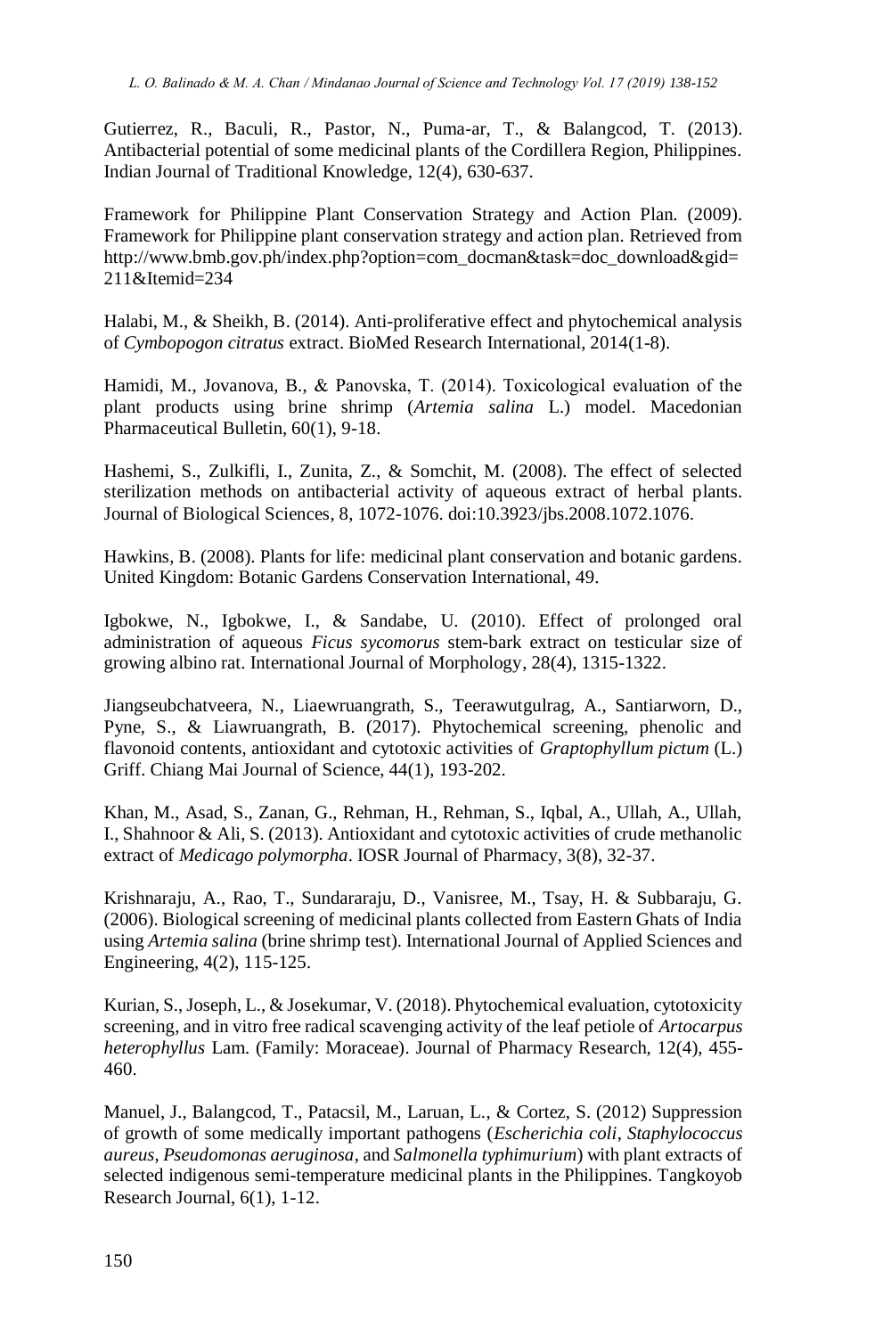Gutierrez, R., Baculi, R., Pastor, N., Puma-ar, T., & Balangcod, T. (2013). Antibacterial potential of some medicinal plants of the Cordillera Region, Philippines. Indian Journal of Traditional Knowledge, 12(4), 630-637.

Framework for Philippine Plant Conservation Strategy and Action Plan. (2009). Framework for Philippine plant conservation strategy and action plan. Retrieved from http://www.bmb.gov.ph/index.php?option=com_docman&task=doc_download&gid=211&Itemid=234

Halabi, M., & Sheikh, B. (2014). Anti-proliferative effect and phytochemical analysis of *Cymbopogon citratus* extract. BioMed Research International, 2014(1-8).

Hamidi, M., Jovanova, B., & Panovska, T. (2014). Toxicological evaluation of the plant products using brine shrimp (*Artemia salina* L.) model. Macedonian Pharmaceutical Bulletin, 60(1), 9-18.

Hashemi, S., Zulkifli, I., Zunita, Z., & Somchit, M. (2008). The effect of selected sterilization methods on antibacterial activity of aqueous extract of herbal plants. Journal of Biological Sciences, 8, 1072-1076. doi:10.3923/jbs.2008.1072.1076.

Hawkins, B. (2008). Plants for life: medicinal plant conservation and botanic gardens. United Kingdom: Botanic Gardens Conservation International, 49.

Igbokwe, N., Igbokwe, I., & Sandabe, U. (2010). Effect of prolonged oral administration of aqueous *Ficus sycomorus* stem-bark extract on testicular size of growing albino rat. International Journal of Morphology, 28(4), 1315-1322.

Jiangseubchatveera, N., Liaewruangrath, S., Teerawutgulrag, A., Santiarworn, D., Pyne, S., & Liawruangrath, B. (2017). Phytochemical screening, phenolic and flavonoid contents, antioxidant and cytotoxic activities of *Graptophyllum pictum* (L.) Griff. Chiang Mai Journal of Science, 44(1), 193-202.

Khan, M., Asad, S., Zanan, G., Rehman, H., Rehman, S., Iqbal, A., Ullah, A., Ullah, I., Shahnoor & Ali, S. (2013). Antioxidant and cytotoxic activities of crude methanolic extract of *Medicago polymorpha*. IOSR Journal of Pharmacy, 3(8), 32-37.

Krishnaraju, A., Rao, T., Sundararaju, D., Vanisree, M., Tsay, H. & Subbaraju, G. (2006). Biological screening of medicinal plants collected from Eastern Ghats of India using *Artemia salina* (brine shrimp test). International Journal of Applied Sciences and Engineering, 4(2), 115-125.

Kurian, S., Joseph, L., & Josekumar, V. (2018). Phytochemical evaluation, cytotoxicity screening, and in vitro free radical scavenging activity of the leaf petiole of *Artocarpus heterophyllus* Lam. (Family: Moraceae). Journal of Pharmacy Research, 12(4), 455-460.

Manuel, J., Balangcod, T., Patacsil, M., Laruan, L., & Cortez, S. (2012) Suppression of growth of some medically important pathogens (*Escherichia coli*, *Staphylococcus aureus*, *Pseudomonas aeruginosa*, and *Salmonella typhimurium*) with plant extracts of selected indigenous semi-temperature medicinal plants in the Philippines. Tangkoyob Research Journal, 6(1), 1-12.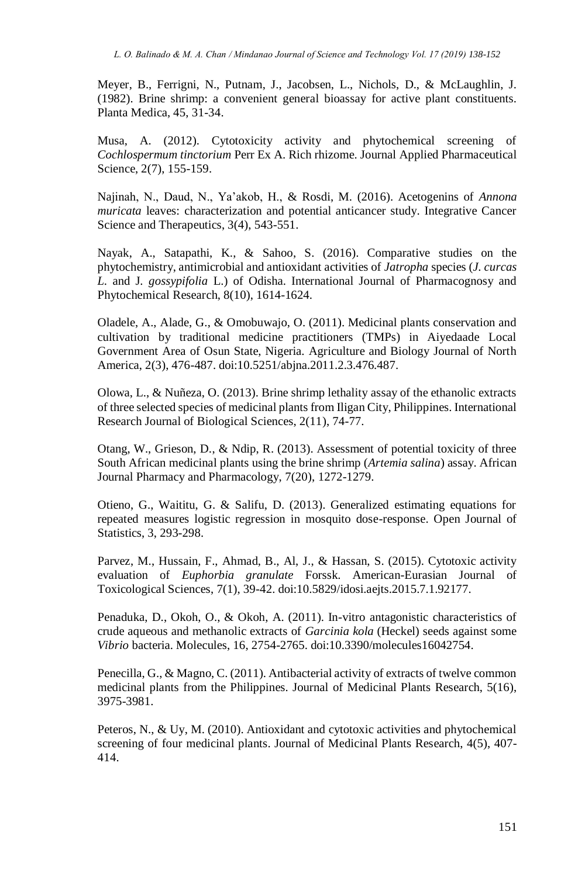Meyer, B., Ferrigni, N., Putnam, J., Jacobsen, L., Nichols, D., & McLaughlin, J. (1982). Brine shrimp: a convenient general bioassay for active plant constituents. Planta Medica, 45, 31-34.

Musa, A. (2012). Cytotoxicity activity and phytochemical screening of *Cochlospermum tinctorium* Perr Ex A. Rich rhizome. Journal Applied Pharmaceutical Science, 2(7), 155-159.

Najinah, N., Daud, N., Ya'akob, H., & Rosdi, M. (2016). Acetogenins of *Annona muricata* leaves: characterization and potential anticancer study. Integrative Cancer Science and Therapeutics, 3(4), 543-551.

Nayak, A., Satapathi, K., & Sahoo, S. (2016). Comparative studies on the phytochemistry, antimicrobial and antioxidant activities of *Jatropha* species (*J. curcas L.* and J. *gossypifolia* L.) of Odisha. International Journal of Pharmacognosy and Phytochemical Research, 8(10), 1614-1624.

Oladele, A., Alade, G., & Omobuwajo, O. (2011). Medicinal plants conservation and cultivation by traditional medicine practitioners (TMPs) in Aiyedaade Local Government Area of Osun State, Nigeria. Agriculture and Biology Journal of North America, 2(3), 476-487. doi:10.5251/abjna.2011.2.3.476.487.

Olowa, L., & Nuñeza, O. (2013). Brine shrimp lethality assay of the ethanolic extracts of three selected species of medicinal plants from Iligan City, Philippines. International Research Journal of Biological Sciences, 2(11), 74-77.

Otang, W., Grieson, D., & Ndip, R. (2013). Assessment of potential toxicity of three South African medicinal plants using the brine shrimp (*Artemia salina*) assay. African Journal Pharmacy and Pharmacology, 7(20), 1272-1279.

Otieno, G., Waititu, G. & Salifu, D. (2013). Generalized estimating equations for repeated measures logistic regression in mosquito dose-response. Open Journal of Statistics, 3, 293-298.

Parvez, M., Hussain, F., Ahmad, B., Al, J., & Hassan, S. (2015). Cytotoxic activity evaluation of *Euphorbia granulate* Forssk. American-Eurasian Journal of Toxicological Sciences, 7(1), 39-42. doi:10.5829/idosi.aejts.2015.7.1.92177.

Penaduka, D., Okoh, O., & Okoh, A. (2011). In-vitro antagonistic characteristics of crude aqueous and methanolic extracts of *Garcinia kola* (Heckel) seeds against some *Vibrio* bacteria. Molecules, 16, 2754-2765. doi:10.3390/molecules16042754.

Penecilla, G., & Magno, C. (2011). Antibacterial activity of extracts of twelve common medicinal plants from the Philippines. Journal of Medicinal Plants Research, 5(16), 3975-3981.

Peteros, N., & Uy, M. (2010). Antioxidant and cytotoxic activities and phytochemical screening of four medicinal plants. Journal of Medicinal Plants Research, 4(5), 407-414.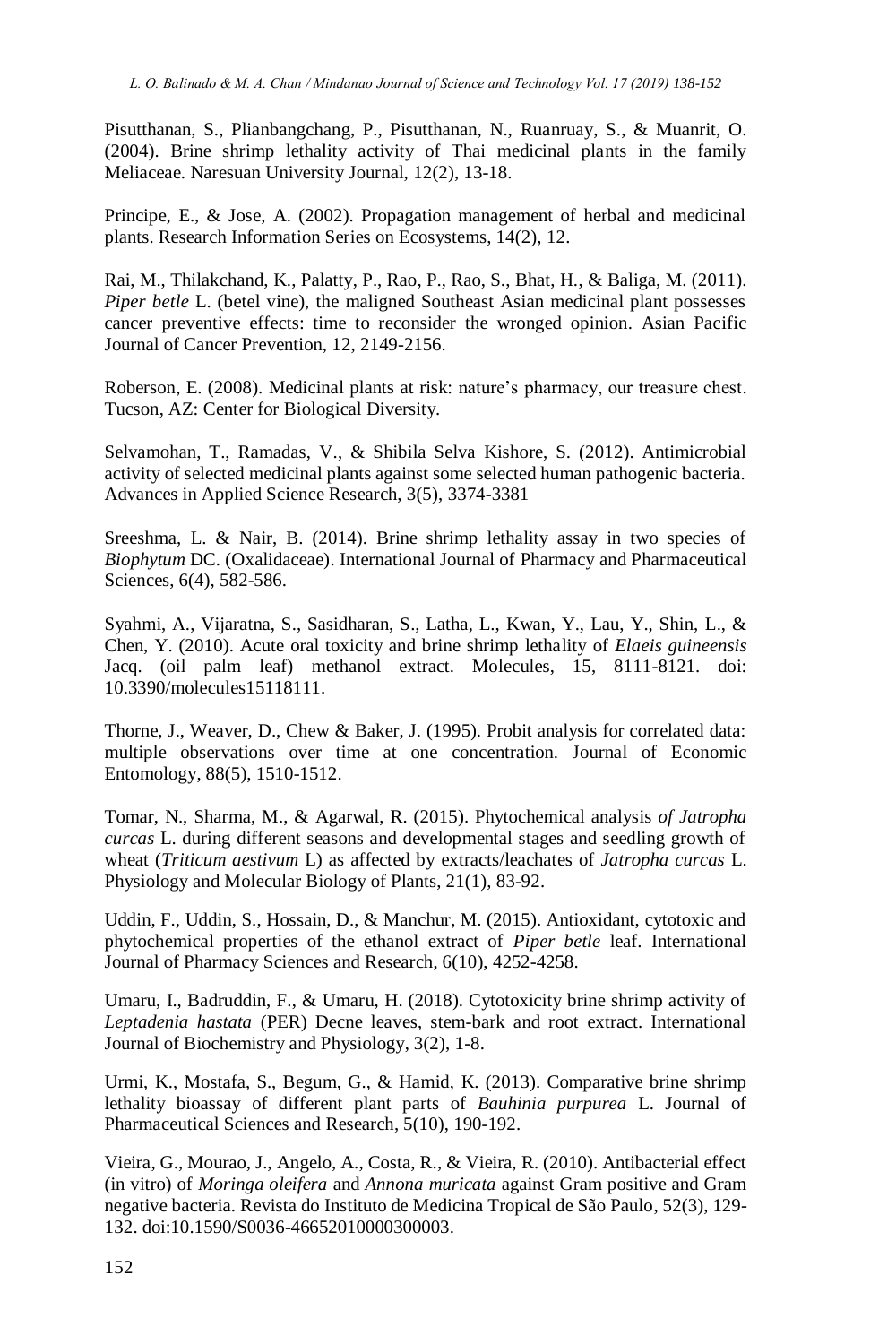Pisutthanan, S., Plianbangchang, P., Pisutthanan, N., Ruanruay, S., & Muanrit, O. (2004). Brine shrimp lethality activity of Thai medicinal plants in the family Meliaceae. Naresuan University Journal, 12(2), 13-18.

Principe, E., & Jose, A. (2002). Propagation management of herbal and medicinal plants. Research Information Series on Ecosystems, 14(2), 12.

Rai, M., Thilakchand, K., Palatty, P., Rao, P., Rao, S., Bhat, H., & Baliga, M. (2011). *Piper betle* L. (betel vine), the maligned Southeast Asian medicinal plant possesses cancer preventive effects: time to reconsider the wronged opinion. Asian Pacific Journal of Cancer Prevention, 12, 2149-2156.

Roberson, E. (2008). Medicinal plants at risk: nature's pharmacy, our treasure chest. Tucson, AZ: Center for Biological Diversity.

Selvamohan, T., Ramadas, V., & Shibila Selva Kishore, S. (2012). Antimicrobial activity of selected medicinal plants against some selected human pathogenic bacteria. Advances in Applied Science Research, 3(5), 3374-3381

Sreeshma, L. & Nair, B. (2014). Brine shrimp lethality assay in two species of *Biophytum* DC. (Oxalidaceae). International Journal of Pharmacy and Pharmaceutical Sciences, 6(4), 582-586.

Syahmi, A., Vijaratna, S., Sasidharan, S., Latha, L., Kwan, Y., Lau, Y., Shin, L., & Chen, Y. (2010). Acute oral toxicity and brine shrimp lethality of *Elaeis guineensis* Jacq. (oil palm leaf) methanol extract. Molecules, 15, 8111-8121. doi: 10.3390/molecules15118111.

Thorne, J., Weaver, D., Chew & Baker, J. (1995). Probit analysis for correlated data: multiple observations over time at one concentration. Journal of Economic Entomology, 88(5), 1510-1512.

Tomar, N., Sharma, M., & Agarwal, R. (2015). Phytochemical analysis *of Jatropha curcas* L. during different seasons and developmental stages and seedling growth of wheat (*Triticum aestivum* L) as affected by extracts/leachates of *Jatropha curcas* L. Physiology and Molecular Biology of Plants, 21(1), 83-92.

Uddin, F., Uddin, S., Hossain, D., & Manchur, M. (2015). Antioxidant, cytotoxic and phytochemical properties of the ethanol extract of *Piper betle* leaf. International Journal of Pharmacy Sciences and Research, 6(10), 4252-4258.

Umaru, I., Badruddin, F., & Umaru, H. (2018). Cytotoxicity brine shrimp activity of *Leptadenia hastata* (PER) Decne leaves, stem-bark and root extract. International Journal of Biochemistry and Physiology, 3(2), 1-8.

Urmi, K., Mostafa, S., Begum, G., & Hamid, K. (2013). Comparative brine shrimp lethality bioassay of different plant parts of *Bauhinia purpurea* L. Journal of Pharmaceutical Sciences and Research, 5(10), 190-192.

Vieira, G., Mourao, J., Angelo, A., Costa, R., & Vieira, R. (2010). Antibacterial effect (in vitro) of *Moringa oleifera* and *Annona muricata* against Gram positive and Gram negative bacteria. Revista do Instituto de Medicina Tropical de São Paulo, 52(3), 129-132. doi:10.1590/S0036-46652010000300003.